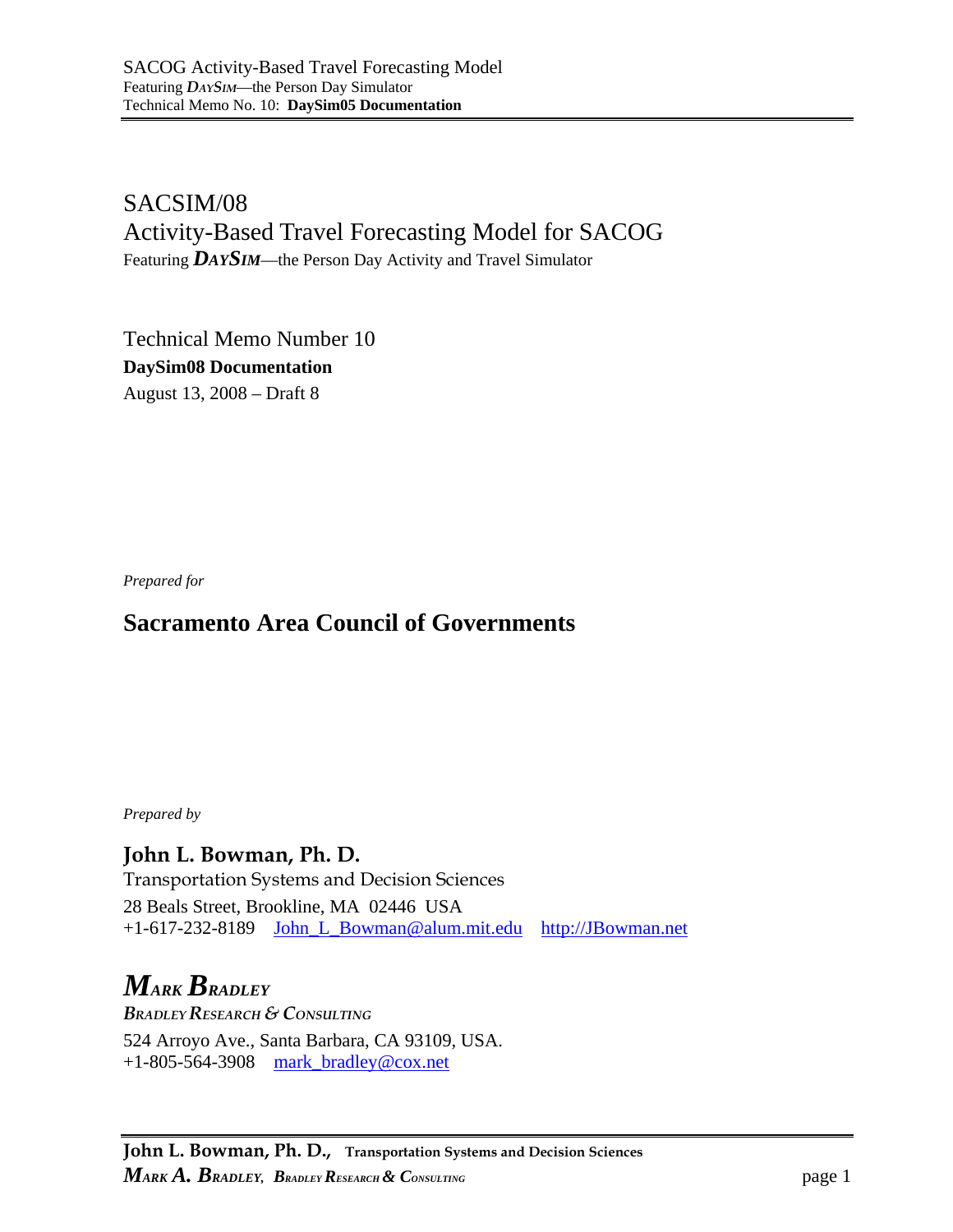# SACSIM/08

## Activity-Based Travel Forecasting Model for SACOG

Featuring ***DAYSIM***—the Person Day Activity and Travel Simulator

Technical Memo Number 10

**DaySim08 Documentation**

August 13, 2008 – Draft 8

*Prepared for*

## Sacramento Area Council of Governments

*Prepared by*

**John L. Bowman, Ph. D.**

Transportation Systems and Decision Sciences

28 Beals Street, Brookline, MA 02446 USA

+1-617-232-8189 John_L_Bowman@alum.mit.edu http://JBowman.net

***MARK BRADLEY***

***BRADLEY RESEARCH & CONSULTING***

524 Arroyo Ave., Santa Barbara, CA 93109, USA.

+1-805-564-3908 mark_bradley@cox.net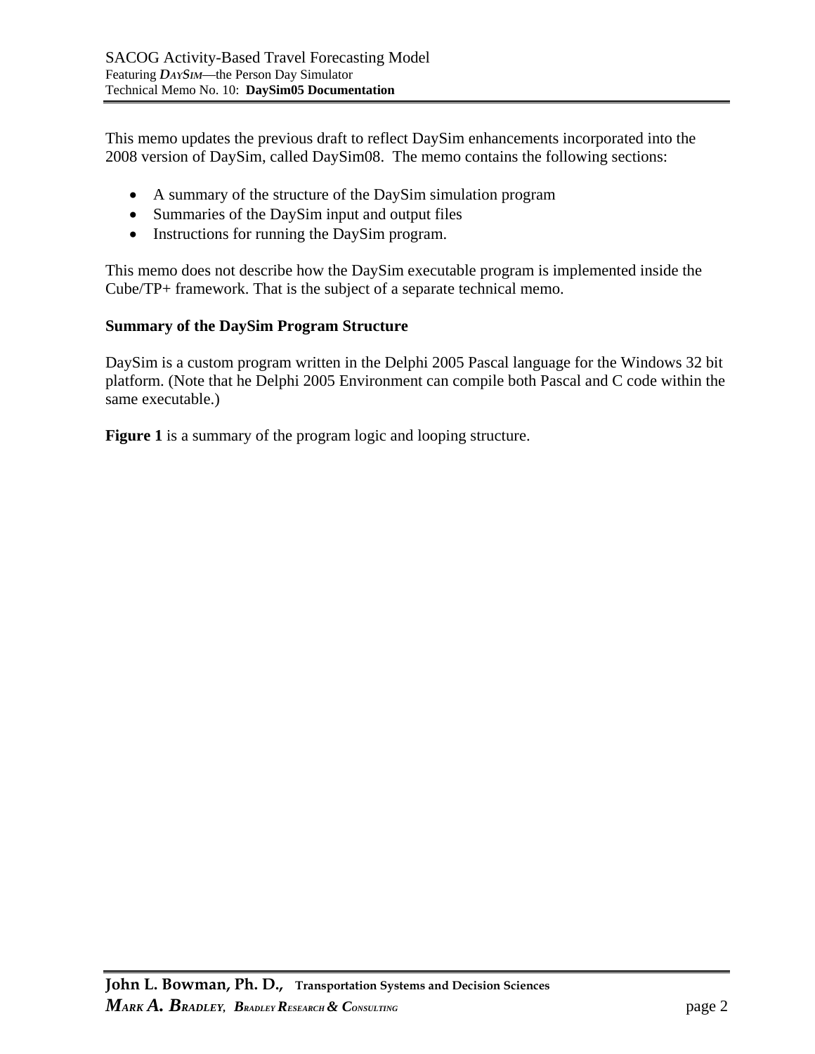This memo updates the previous draft to reflect DaySim enhancements incorporated into the 2008 version of DaySim, called DaySim08. The memo contains the following sections:

- A summary of the structure of the DaySim simulation program
- Summaries of the DaySim input and output files
- Instructions for running the DaySim program.

This memo does not describe how the DaySim executable program is implemented inside the Cube/TP+ framework. That is the subject of a separate technical memo.

**Summary of the DaySim Program Structure**

DaySim is a custom program written in the Delphi 2005 Pascal language for the Windows 32 bit platform. (Note that he Delphi 2005 Environment can compile both Pascal and C code within the same executable.)

**Figure 1** is a summary of the program logic and looping structure.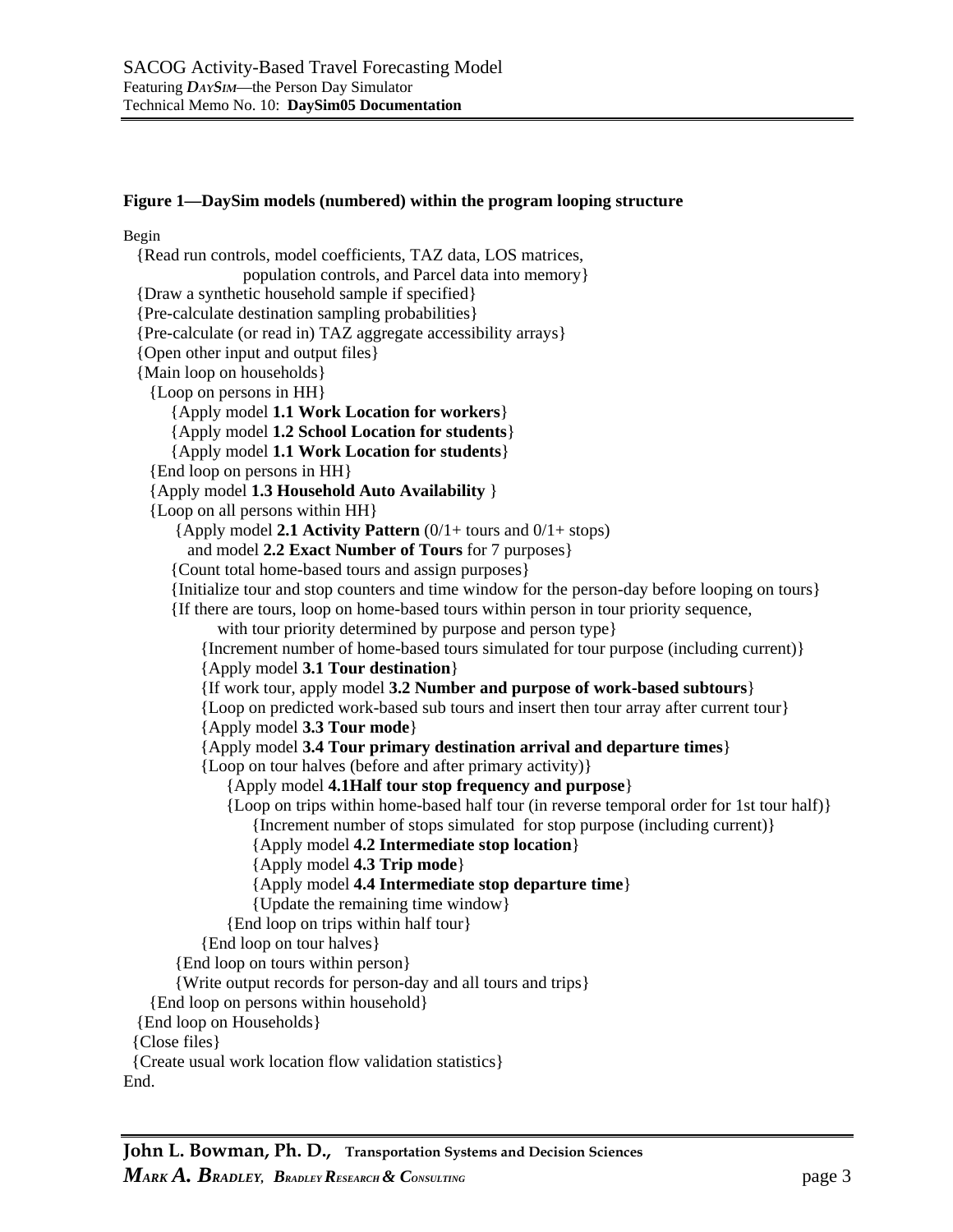**Figure 1—DaySim models (numbered) within the program looping structure**

```
Begin
  {Read run controls, model coefficients, TAZ data, LOS matrices,
                    population controls, and Parcel data into memory}
  {Draw a synthetic household sample if specified}
  {Pre-calculate destination sampling probabilities}
  {Pre-calculate (or read in) TAZ aggregate accessibility arrays}
  {Open other input and output files}
  {Main loop on households}
    {Loop on persons in HH}
       {Apply model 1.1 Work Location for workers}
       {Apply model 1.2 School Location for students}
       {Apply model 1.1 Work Location for students}
    {End loop on persons in HH}
    {Apply model 1.3 Household Auto Availability }
    {Loop on all persons within HH}
        {Apply model 2.1 Activity Pattern (0/1+ tours and 0/1+ stops)
          and model 2.2 Exact Number of Tours for 7 purposes}
       {Count total home-based tours and assign purposes}
       {Initialize tour and stop counters and time window for the person-day before looping on tours}
       {If there are tours, loop on home-based tours within person in tour priority sequence,
             with tour priority determined by purpose and person type}
           {Increment number of home-based tours simulated for tour purpose (including current)}
           {Apply model 3.1 Tour destination}
           {If work tour, apply model 3.2 Number and purpose of work-based subtours}
           {Loop on predicted work-based sub tours and insert then tour array after current tour}
           {Apply model 3.3 Tour mode}
           {Apply model 3.4 Tour primary destination arrival and departure times}
           {Loop on tour halves (before and after primary activity)}
               {Apply model 4.1Half tour stop frequency and purpose}
               {Loop on trips within home-based half tour (in reverse temporal order for 1st tour half)}
                   {Increment number of stops simulated  for stop purpose (including current)}
                   {Apply model 4.2 Intermediate stop location}
                   {Apply model 4.3 Trip mode}
                   {Apply model 4.4 Intermediate stop departure time}
                   {Update the remaining time window}
               {End loop on trips within half tour}
           {End loop on tour halves}
        {End loop on tours within person}
        {Write output records for person-day and all tours and trips}
    {End loop on persons within household}
  {End loop on Households}
  {Close files}
  {Create usual work location flow validation statistics}
End.
```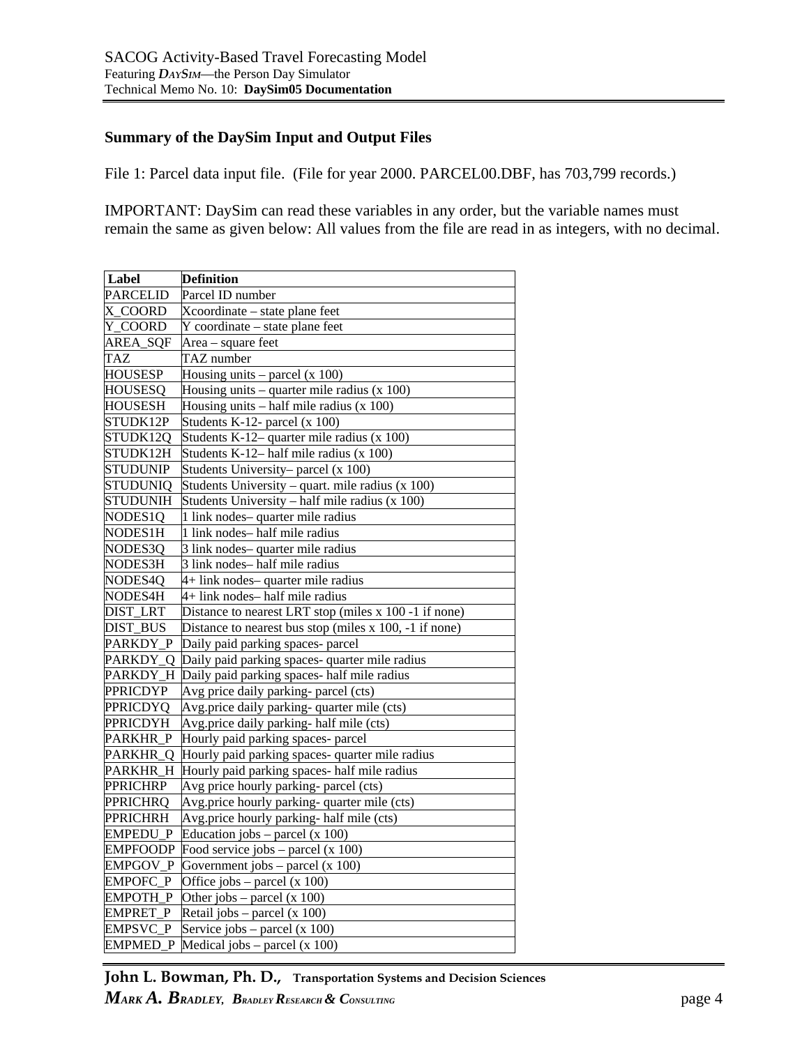### Summary of the DaySim Input and Output Files

File 1: Parcel data input file. (File for year 2000. PARCEL00.DBF, has 703,799 records.)

IMPORTANT: DaySim can read these variables in any order, but the variable names must remain the same as given below: All values from the file are read in as integers, with no decimal.

| Label | Definition |
|---|---|
| PARCELID | Parcel ID number |
| X_COORD | Xcoordinate – state plane feet |
| Y_COORD | Y coordinate – state plane feet |
| AREA_SQF | Area – square feet |
| TAZ | TAZ number |
| HOUSESP | Housing units – parcel (x 100) |
| HOUSESQ | Housing units – quarter mile radius (x 100) |
| HOUSESH | Housing units – half mile radius (x 100) |
| STUDK12P | Students K-12- parcel (x 100) |
| STUDK12Q | Students K-12– quarter mile radius (x 100) |
| STUDK12H | Students K-12– half mile radius (x 100) |
| STUDUNIP | Students University– parcel (x 100) |
| STUDUNIQ | Students University – quart. mile radius (x 100) |
| STUDUNIH | Students University – half mile radius (x 100) |
| NODES1Q | 1 link nodes– quarter mile radius |
| NODES1H | 1 link nodes– half mile radius |
| NODES3Q | 3 link nodes– quarter mile radius |
| NODES3H | 3 link nodes– half mile radius |
| NODES4Q | 4+ link nodes– quarter mile radius |
| NODES4H | 4+ link nodes– half mile radius |
| DIST_LRT | Distance to nearest LRT stop (miles x 100 -1 if none) |
| DIST_BUS | Distance to nearest bus stop (miles x 100, -1 if none) |
| PARKDY_P | Daily paid parking spaces- parcel |
| PARKDY_Q | Daily paid parking spaces- quarter mile radius |
| PARKDY_H | Daily paid parking spaces- half mile radius |
| PPRICDYP | Avg price daily parking- parcel (cts) |
| PPRICDYQ | Avg.price daily parking- quarter mile (cts) |
| PPRICDYH | Avg.price daily parking- half mile (cts) |
| PARKHR_P | Hourly paid parking spaces- parcel |
| PARKHR_Q | Hourly paid parking spaces- quarter mile radius |
| PARKHR_H | Hourly paid parking spaces- half mile radius |
| PPRICHRP | Avg price hourly parking- parcel (cts) |
| PPRICHRQ | Avg.price hourly parking- quarter mile (cts) |
| PPRICHRH | Avg.price hourly parking- half mile (cts) |
| EMPEDU_P | Education jobs – parcel (x 100) |
| EMPFOODP | Food service jobs – parcel (x 100) |
| EMPGOV_P | Government jobs – parcel (x 100) |
| EMPOFC_P | Office jobs – parcel (x 100) |
| EMPOTH_P | Other jobs – parcel (x 100) |
| EMPRET_P | Retail jobs – parcel (x 100) |
| EMPSVC_P | Service jobs – parcel (x 100) |
| EMPMED_P | Medical jobs – parcel (x 100) |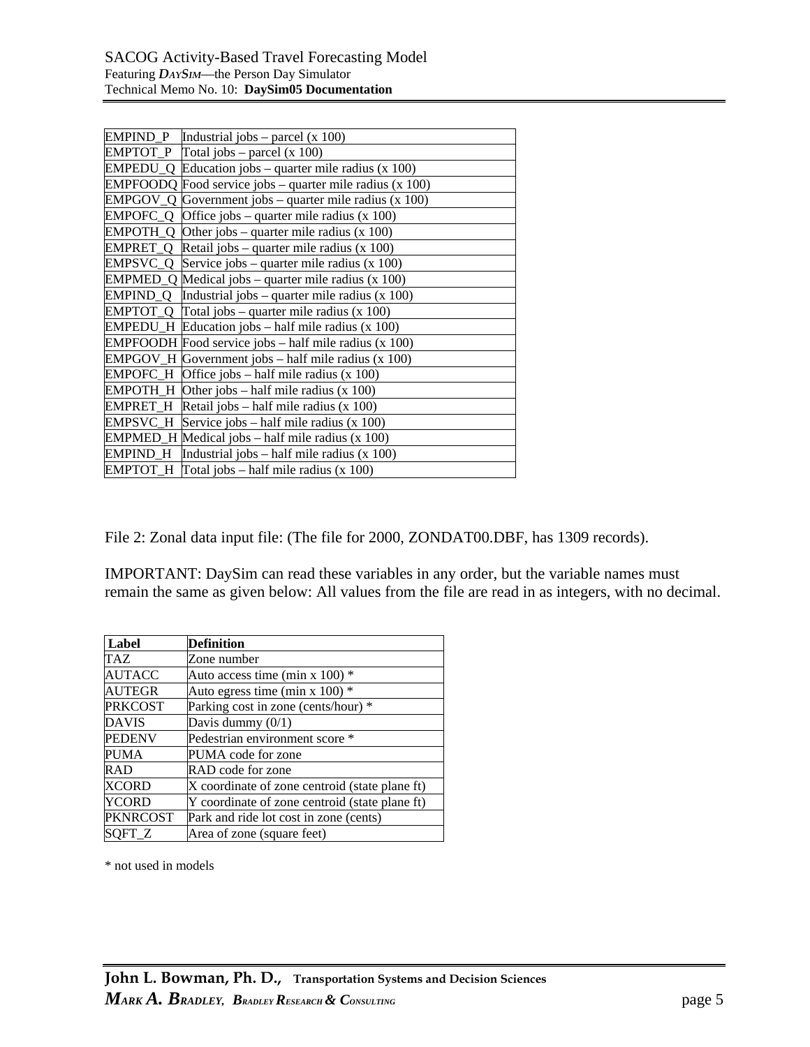| | |
|---|---|
| EMPIND_P | Industrial jobs – parcel (x 100) |
| EMPTOT_P | Total jobs – parcel (x 100) |
| EMPEDU_Q | Education jobs – quarter mile radius (x 100) |
| EMPFOODQ | Food service jobs – quarter mile radius (x 100) |
| EMPGOV_Q | Government jobs – quarter mile radius (x 100) |
| EMPOFC_Q | Office jobs – quarter mile radius (x 100) |
| EMPOTH_Q | Other jobs – quarter mile radius (x 100) |
| EMPRET_Q | Retail jobs – quarter mile radius (x 100) |
| EMPSVC_Q | Service jobs – quarter mile radius (x 100) |
| EMPMED_Q | Medical jobs – quarter mile radius (x 100) |
| EMPIND_Q | Industrial jobs – quarter mile radius (x 100) |
| EMPTOT_Q | Total jobs – quarter mile radius (x 100) |
| EMPEDU_H | Education jobs – half mile radius (x 100) |
| EMPFOODH | Food service jobs – half mile radius (x 100) |
| EMPGOV_H | Government jobs – half mile radius (x 100) |
| EMPOFC_H | Office jobs – half mile radius (x 100) |
| EMPOTH_H | Other jobs – half mile radius (x 100) |
| EMPRET_H | Retail jobs – half mile radius (x 100) |
| EMPSVC_H | Service jobs – half mile radius (x 100) |
| EMPMED_H | Medical jobs – half mile radius (x 100) |
| EMPIND_H | Industrial jobs – half mile radius (x 100) |
| EMPTOT_H | Total jobs – half mile radius (x 100) |

File 2: Zonal data input file: (The file for 2000, ZONDAT00.DBF, has 1309 records).

IMPORTANT: DaySim can read these variables in any order, but the variable names must remain the same as given below: All values from the file are read in as integers, with no decimal.

| **Label** | **Definition** |
|---|---|
| TAZ | Zone number |
| AUTACC | Auto access time (min x 100) * |
| AUTEGR | Auto egress time (min x 100) * |
| PRKCOST | Parking cost in zone (cents/hour) * |
| DAVIS | Davis dummy (0/1) |
| PEDENV | Pedestrian environment score * |
| PUMA | PUMA code for zone |
| RAD | RAD code for zone |
| XCORD | X coordinate of zone centroid (state plane ft) |
| YCORD | Y coordinate of zone centroid (state plane ft) |
| PKNRCOST | Park and ride lot cost in zone (cents) |
| SQFT_Z | Area of zone (square feet) |

* not used in models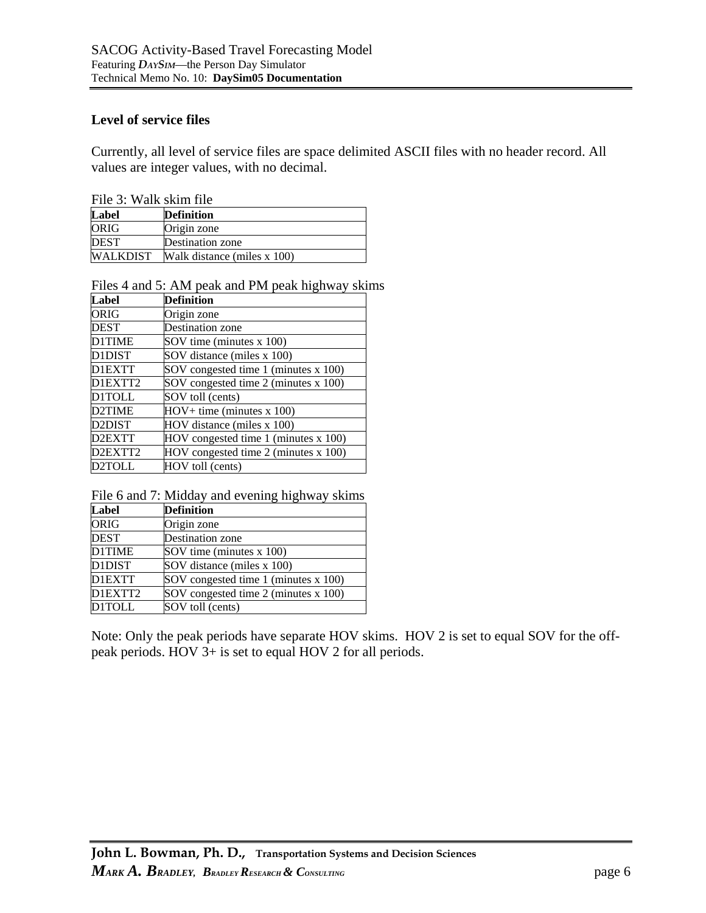### Level of service files

Currently, all level of service files are space delimited ASCII files with no header record. All values are integer values, with no decimal.

File 3: Walk skim file

| Label | Definition |
|---|---|
| ORIG | Origin zone |
| DEST | Destination zone |
| WALKDIST | Walk distance (miles x 100) |

Files 4 and 5: AM peak and PM peak highway skims

| Label | Definition |
|---|---|
| ORIG | Origin zone |
| DEST | Destination zone |
| D1TIME | SOV time (minutes x 100) |
| D1DIST | SOV distance (miles x 100) |
| D1EXTT | SOV congested time 1 (minutes x 100) |
| D1EXTT2 | SOV congested time 2 (minutes x 100) |
| D1TOLL | SOV toll (cents) |
| D2TIME | HOV+ time (minutes x 100) |
| D2DIST | HOV distance (miles x 100) |
| D2EXTT | HOV congested time 1 (minutes x 100) |
| D2EXTT2 | HOV congested time 2 (minutes x 100) |
| D2TOLL | HOV toll (cents) |

File 6 and 7: Midday and evening highway skims

| Label | Definition |
|---|---|
| ORIG | Origin zone |
| DEST | Destination zone |
| D1TIME | SOV time (minutes x 100) |
| D1DIST | SOV distance (miles x 100) |
| D1EXTT | SOV congested time 1 (minutes x 100) |
| D1EXTT2 | SOV congested time 2 (minutes x 100) |
| D1TOLL | SOV toll (cents) |

Note: Only the peak periods have separate HOV skims. HOV 2 is set to equal SOV for the off-peak periods. HOV 3+ is set to equal HOV 2 for all periods.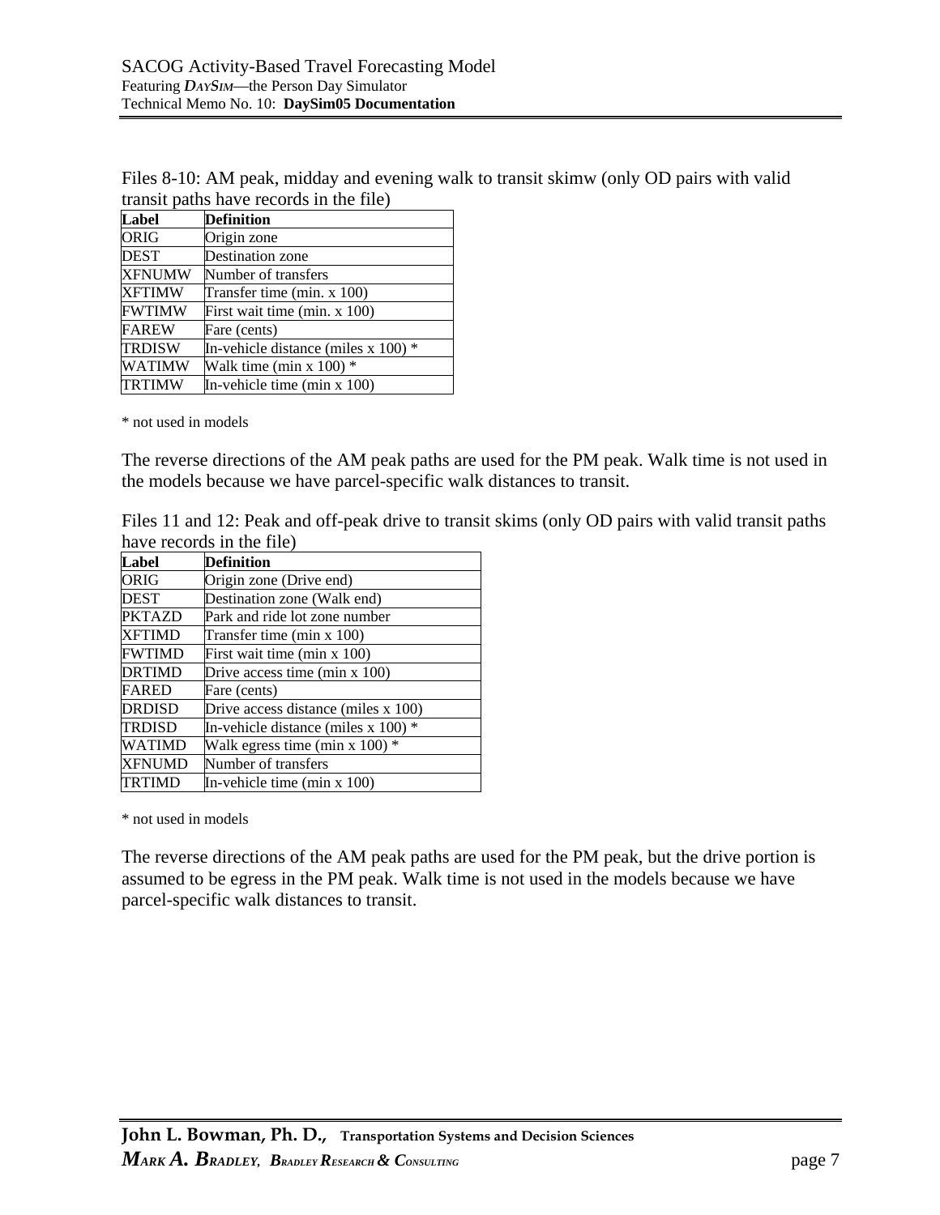Files 8-10: AM peak, midday and evening walk to transit skimw (only OD pairs with valid transit paths have records in the file)

| Label | Definition |
|---|---|
| ORIG | Origin zone |
| DEST | Destination zone |
| XFNUMW | Number of transfers |
| XFTIMW | Transfer time (min. x 100) |
| FWTIMW | First wait time (min. x 100) |
| FAREW | Fare (cents) |
| TRDISW | In-vehicle distance (miles x 100) * |
| WATIMW | Walk time (min x 100) * |
| TRTIMW | In-vehicle time (min x 100) |

* not used in models

The reverse directions of the AM peak paths are used for the PM peak. Walk time is not used in the models because we have parcel-specific walk distances to transit.

Files 11 and 12: Peak and off-peak drive to transit skims (only OD pairs with valid transit paths have records in the file)

| Label | Definition |
|---|---|
| ORIG | Origin zone (Drive end) |
| DEST | Destination zone (Walk end) |
| PKTAZD | Park and ride lot zone number |
| XFTIMD | Transfer time (min x 100) |
| FWTIMD | First wait time (min x 100) |
| DRTIMD | Drive access time (min x 100) |
| FARED | Fare (cents) |
| DRDISD | Drive access distance (miles x 100) |
| TRDISD | In-vehicle distance (miles x 100) * |
| WATIMD | Walk egress time (min x 100) * |
| XFNUMD | Number of transfers |
| TRTIMD | In-vehicle time (min x 100) |

* not used in models

The reverse directions of the AM peak paths are used for the PM peak, but the drive portion is assumed to be egress in the PM peak. Walk time is not used in the models because we have parcel-specific walk distances to transit.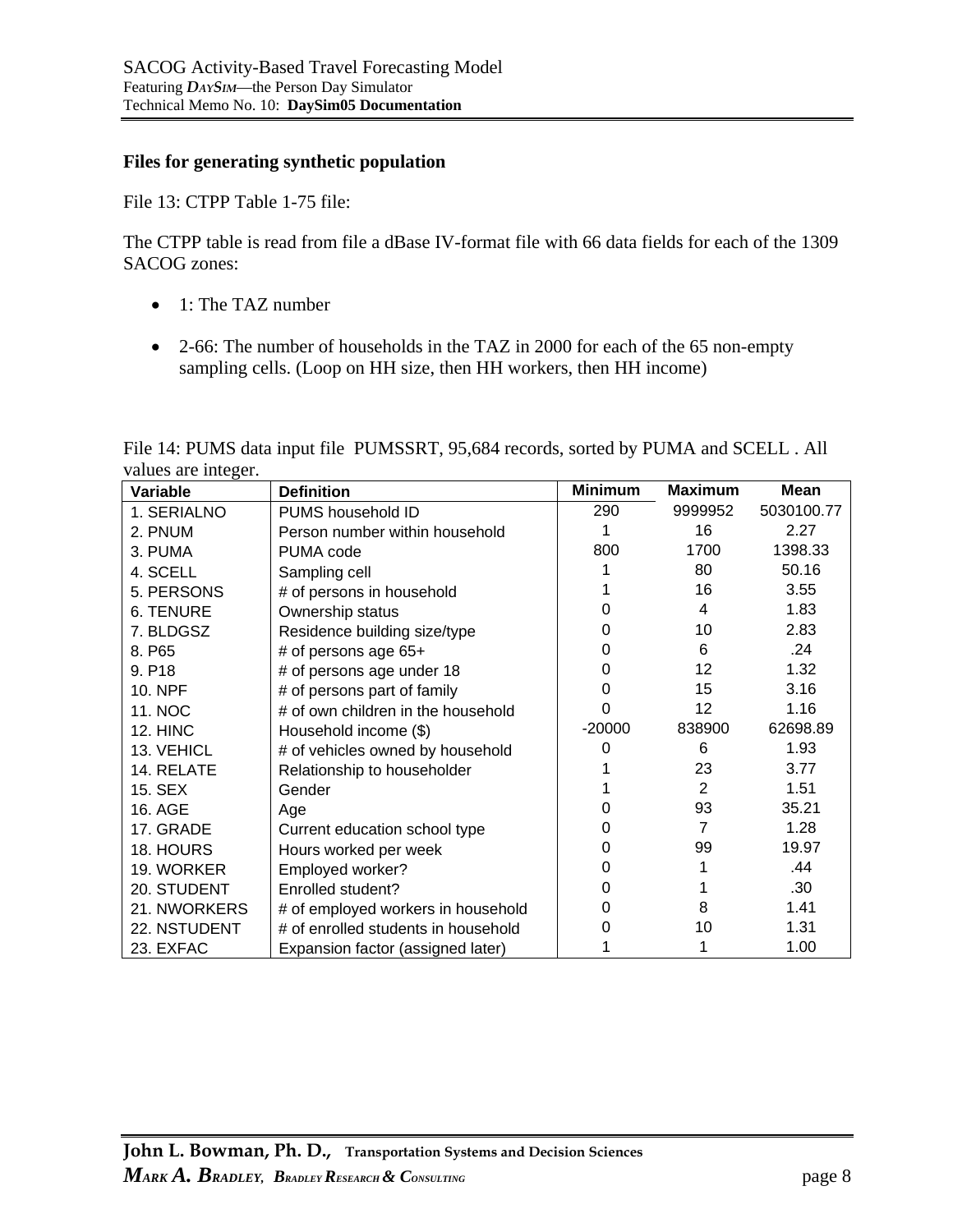**Files for generating synthetic population**

File 13: CTPP Table 1-75 file:

The CTPP table is read from file a dBase IV-format file with 66 data fields for each of the 1309 SACOG zones:

- 1: The TAZ number
- 2-66: The number of households in the TAZ in 2000 for each of the 65 non-empty sampling cells. (Loop on HH size, then HH workers, then HH income)

File 14: PUMS data input file PUMSSRT, 95,684 records, sorted by PUMA and SCELL . All values are integer.

| Variable | Definition | Minimum | Maximum | Mean |
|---|---|---|---|---|
| 1. SERIALNO | PUMS household ID | 290 | 9999952 | 5030100.77 |
| 2. PNUM | Person number within household | 1 | 16 | 2.27 |
| 3. PUMA | PUMA code | 800 | 1700 | 1398.33 |
| 4. SCELL | Sampling cell | 1 | 80 | 50.16 |
| 5. PERSONS | # of persons in household | 1 | 16 | 3.55 |
| 6. TENURE | Ownership status | 0 | 4 | 1.83 |
| 7. BLDGSZ | Residence building size/type | 0 | 10 | 2.83 |
| 8. P65 | # of persons age 65+ | 0 | 6 | .24 |
| 9. P18 | # of persons age under 18 | 0 | 12 | 1.32 |
| 10. NPF | # of persons part of family | 0 | 15 | 3.16 |
| 11. NOC | # of own children in the household | 0 | 12 | 1.16 |
| 12. HINC | Household income ($) | -20000 | 838900 | 62698.89 |
| 13. VEHICL | # of vehicles owned by household | 0 | 6 | 1.93 |
| 14. RELATE | Relationship to householder | 1 | 23 | 3.77 |
| 15. SEX | Gender | 1 | 2 | 1.51 |
| 16. AGE | Age | 0 | 93 | 35.21 |
| 17. GRADE | Current education school type | 0 | 7 | 1.28 |
| 18. HOURS | Hours worked per week | 0 | 99 | 19.97 |
| 19. WORKER | Employed worker? | 0 | 1 | .44 |
| 20. STUDENT | Enrolled student? | 0 | 1 | .30 |
| 21. NWORKERS | # of employed workers in household | 0 | 8 | 1.41 |
| 22. NSTUDENT | # of enrolled students in household | 0 | 10 | 1.31 |
| 23. EXFAC | Expansion factor (assigned later) | 1 | 1 | 1.00 |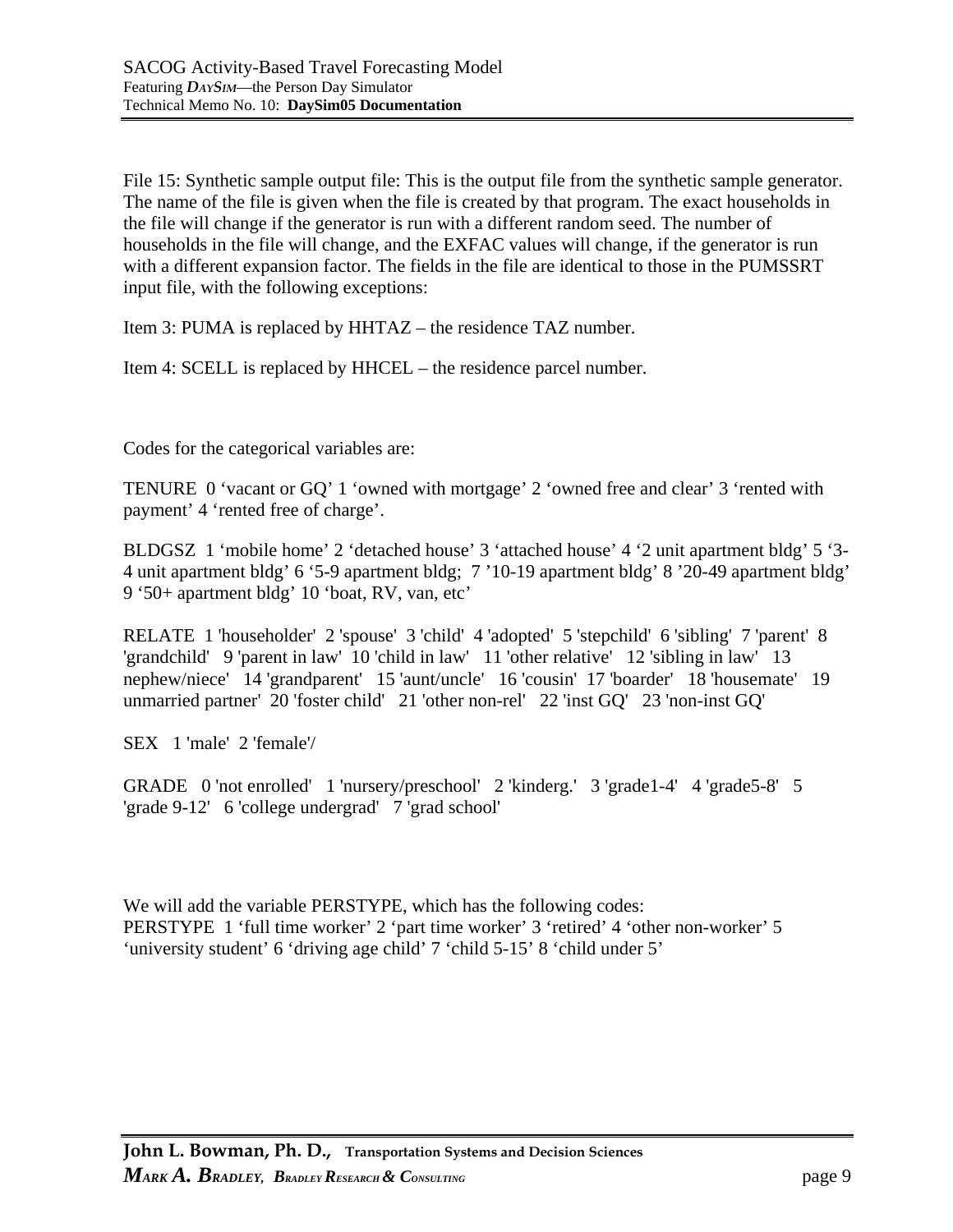File 15: Synthetic sample output file: This is the output file from the synthetic sample generator. The name of the file is given when the file is created by that program. The exact households in the file will change if the generator is run with a different random seed. The number of households in the file will change, and the EXFAC values will change, if the generator is run with a different expansion factor. The fields in the file are identical to those in the PUMSSRT input file, with the following exceptions:

Item 3: PUMA is replaced by HHTAZ – the residence TAZ number.

Item 4: SCELL is replaced by HHCEL – the residence parcel number.

Codes for the categorical variables are:

TENURE 0 ‘vacant or GQ’ 1 ‘owned with mortgage’ 2 ‘owned free and clear’ 3 ‘rented with payment’ 4 ‘rented free of charge’.

BLDGSZ 1 ‘mobile home’ 2 ‘detached house’ 3 ‘attached house’ 4 ‘2 unit apartment bldg’ 5 ‘3-4 unit apartment bldg’ 6 ‘5-9 apartment bldg; 7 ’10-19 apartment bldg’ 8 ’20-49 apartment bldg’ 9 ‘50+ apartment bldg’ 10 ‘boat, RV, van, etc’

RELATE 1 'householder' 2 'spouse' 3 'child' 4 'adopted' 5 'stepchild' 6 'sibling' 7 'parent' 8 'grandchild' 9 'parent in law' 10 'child in law' 11 'other relative' 12 'sibling in law' 13 nephew/niece' 14 'grandparent' 15 'aunt/uncle' 16 'cousin' 17 'boarder' 18 'housemate' 19 unmarried partner' 20 'foster child' 21 'other non-rel' 22 'inst GQ' 23 'non-inst GQ'

SEX 1 'male' 2 'female'/

GRADE 0 'not enrolled' 1 'nursery/preschool' 2 'kinderg.' 3 'grade1-4' 4 'grade5-8' 5 'grade 9-12' 6 'college undergrad' 7 'grad school'

We will add the variable PERSTYPE, which has the following codes:
PERSTYPE 1 ‘full time worker’ 2 ‘part time worker’ 3 ‘retired’ 4 ‘other non-worker’ 5 ‘university student’ 6 ‘driving age child’ 7 ‘child 5-15’ 8 ‘child under 5’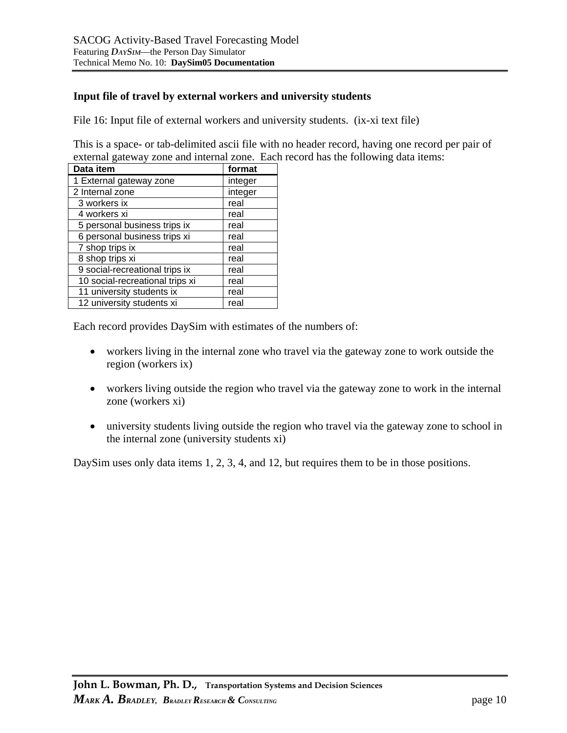**Input file of travel by external workers and university students**

File 16: Input file of external workers and university students. (ix-xi text file)

This is a space- or tab-delimited ascii file with no header record, having one record per pair of external gateway zone and internal zone. Each record has the following data items:

| Data item | format |
|---|---|
| 1 External gateway zone | integer |
| 2 Internal zone | integer |
| 3 workers ix | real |
| 4 workers xi | real |
| 5 personal business trips ix | real |
| 6 personal business trips xi | real |
| 7 shop trips ix | real |
| 8 shop trips xi | real |
| 9 social-recreational trips ix | real |
| 10 social-recreational trips xi | real |
| 11 university students ix | real |
| 12 university students xi | real |

Each record provides DaySim with estimates of the numbers of:

- workers living in the internal zone who travel via the gateway zone to work outside the region (workers ix)
- workers living outside the region who travel via the gateway zone to work in the internal zone (workers xi)
- university students living outside the region who travel via the gateway zone to school in the internal zone (university students xi)

DaySim uses only data items 1, 2, 3, 4, and 12, but requires them to be in those positions.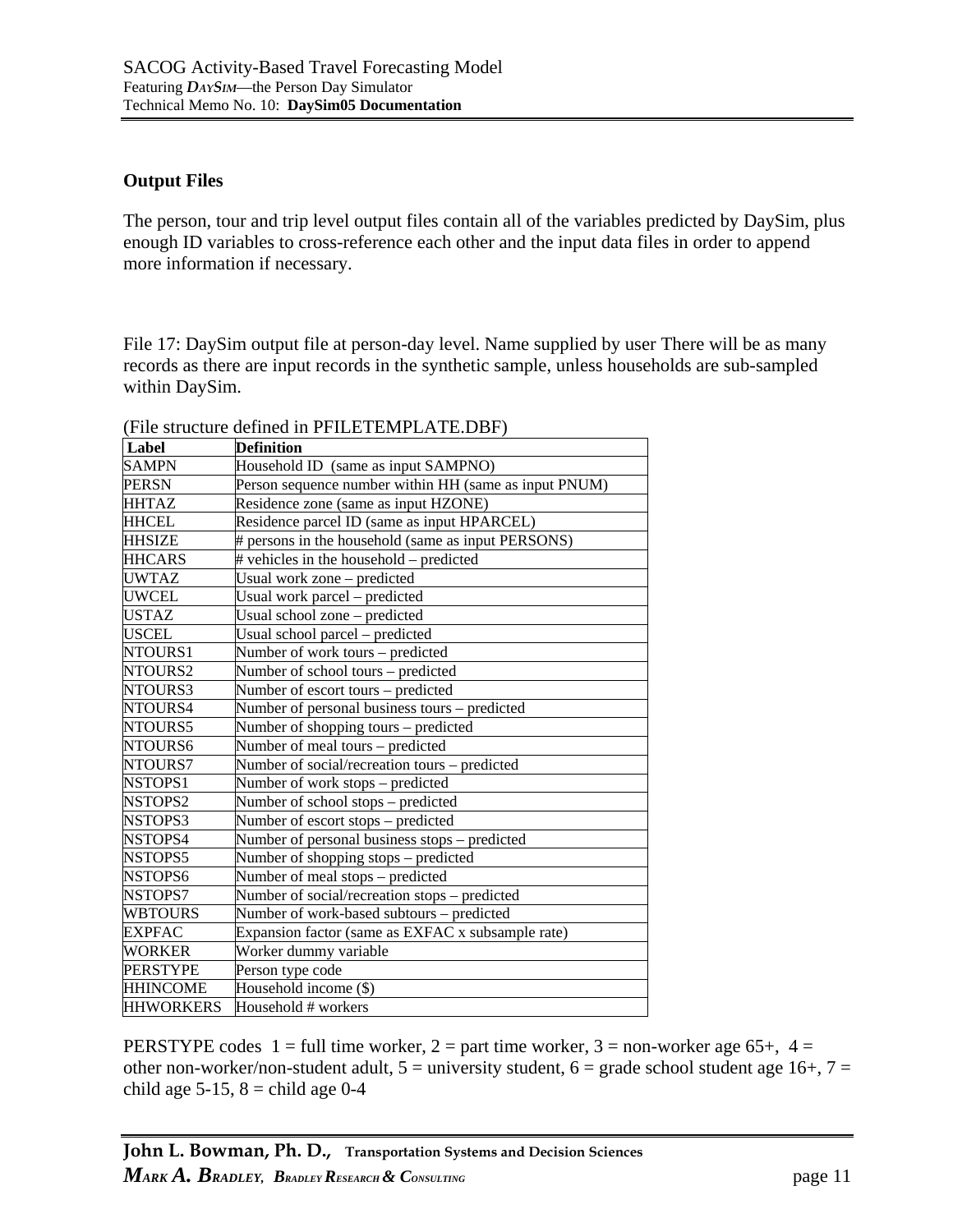### Output Files

The person, tour and trip level output files contain all of the variables predicted by DaySim, plus enough ID variables to cross-reference each other and the input data files in order to append more information if necessary.

File 17: DaySim output file at person-day level. Name supplied by user There will be as many records as there are input records in the synthetic sample, unless households are sub-sampled within DaySim.

(File structure defined in PFILETEMPLATE.DBF)

| Label | Definition |
|---|---|
| SAMPN | Household ID (same as input SAMPNO) |
| PERSN | Person sequence number within HH (same as input PNUM) |
| HHTAZ | Residence zone (same as input HZONE) |
| HHCEL | Residence parcel ID (same as input HPARCEL) |
| HHSIZE | # persons in the household (same as input PERSONS) |
| HHCARS | # vehicles in the household – predicted |
| UWTAZ | Usual work zone – predicted |
| UWCEL | Usual work parcel – predicted |
| USTAZ | Usual school zone – predicted |
| USCEL | Usual school parcel – predicted |
| NTOURS1 | Number of work tours – predicted |
| NTOURS2 | Number of school tours – predicted |
| NTOURS3 | Number of escort tours – predicted |
| NTOURS4 | Number of personal business tours – predicted |
| NTOURS5 | Number of shopping tours – predicted |
| NTOURS6 | Number of meal tours – predicted |
| NTOURS7 | Number of social/recreation tours – predicted |
| NSTOPS1 | Number of work stops – predicted |
| NSTOPS2 | Number of school stops – predicted |
| NSTOPS3 | Number of escort stops – predicted |
| NSTOPS4 | Number of personal business stops – predicted |
| NSTOPS5 | Number of shopping stops – predicted |
| NSTOPS6 | Number of meal stops – predicted |
| NSTOPS7 | Number of social/recreation stops – predicted |
| WBTOURS | Number of work-based subtours – predicted |
| EXPFAC | Expansion factor (same as EXFAC x subsample rate) |
| WORKER | Worker dummy variable |
| PERSTYPE | Person type code |
| HHINCOME | Household income ($) |
| HHWORKERS | Household # workers |

PERSTYPE codes 1 = full time worker, 2 = part time worker, 3 = non-worker age 65+, 4 = other non-worker/non-student adult, 5 = university student, 6 = grade school student age 16+, 7 = child age 5-15, 8 = child age 0-4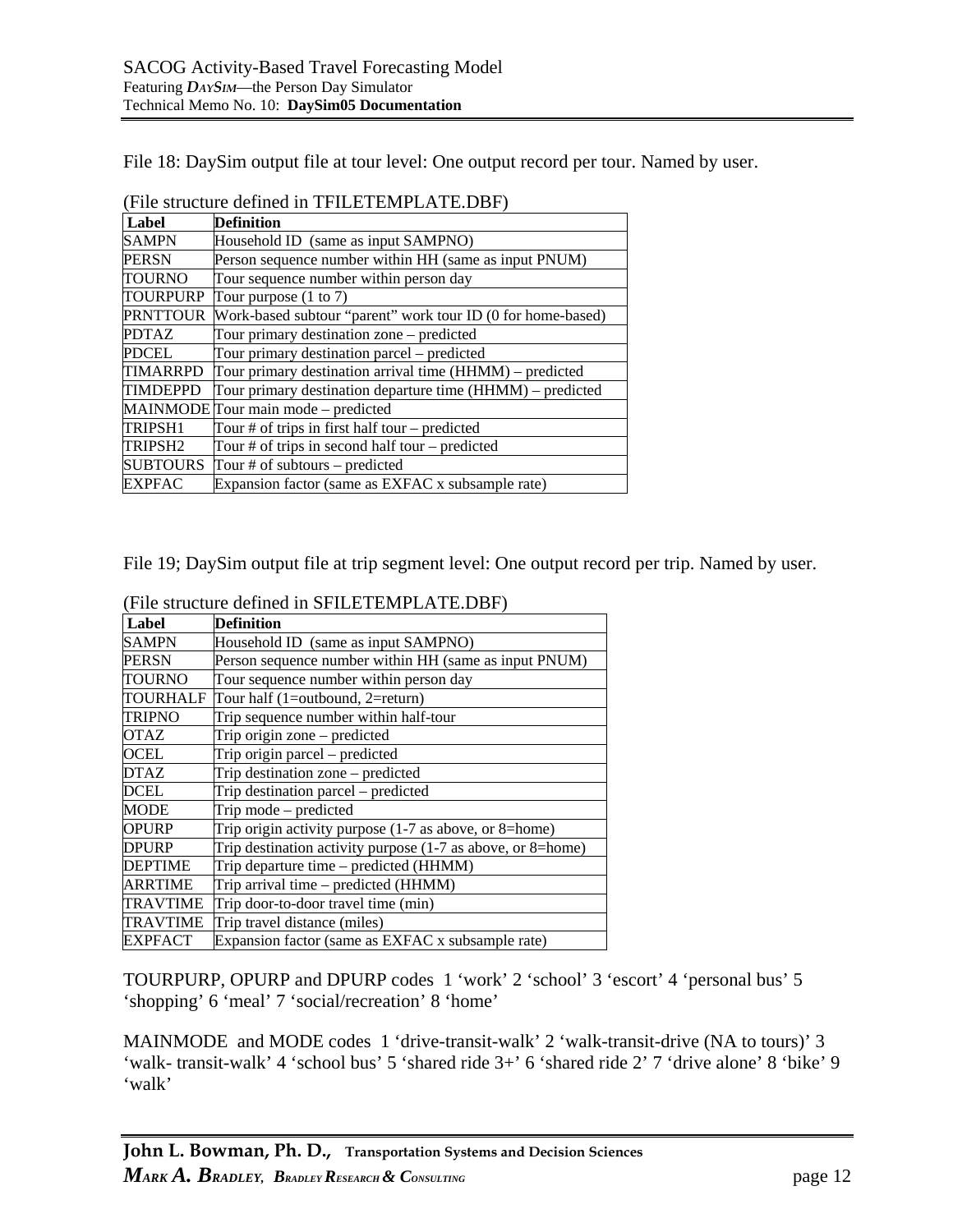File 18: DaySim output file at tour level: One output record per tour. Named by user.

(File structure defined in TFILETEMPLATE.DBF)

| Label | Definition |
|---|---|
| SAMPN | Household ID (same as input SAMPNO) |
| PERSN | Person sequence number within HH (same as input PNUM) |
| TOURNO | Tour sequence number within person day |
| TOURPURP | Tour purpose (1 to 7) |
| PRNTTOUR | Work-based subtour "parent" work tour ID (0 for home-based) |
| PDTAZ | Tour primary destination zone – predicted |
| PDCEL | Tour primary destination parcel – predicted |
| TIMARRPD | Tour primary destination arrival time (HHMM) – predicted |
| TIMDEPPD | Tour primary destination departure time (HHMM) – predicted |
| MAINMODE | Tour main mode – predicted |
| TRIPSH1 | Tour # of trips in first half tour – predicted |
| TRIPSH2 | Tour # of trips in second half tour – predicted |
| SUBTOURS | Tour # of subtours – predicted |
| EXPFAC | Expansion factor (same as EXFAC x subsample rate) |

File 19; DaySim output file at trip segment level: One output record per trip. Named by user.

(File structure defined in SFILETEMPLATE.DBF)

| Label | Definition |
|---|---|
| SAMPN | Household ID (same as input SAMPNO) |
| PERSN | Person sequence number within HH (same as input PNUM) |
| TOURNO | Tour sequence number within person day |
| TOURHALF | Tour half (1=outbound, 2=return) |
| TRIPNO | Trip sequence number within half-tour |
| OTAZ | Trip origin zone – predicted |
| OCEL | Trip origin parcel – predicted |
| DTAZ | Trip destination zone – predicted |
| DCEL | Trip destination parcel – predicted |
| MODE | Trip mode – predicted |
| OPURP | Trip origin activity purpose (1-7 as above, or 8=home) |
| DPURP | Trip destination activity purpose (1-7 as above, or 8=home) |
| DEPTIME | Trip departure time – predicted (HHMM) |
| ARRTIME | Trip arrival time – predicted (HHMM) |
| TRAVTIME | Trip door-to-door travel time (min) |
| TRAVTIME | Trip travel distance (miles) |
| EXPFACT | Expansion factor (same as EXFAC x subsample rate) |

TOURPURP, OPURP and DPURP codes 1 'work' 2 'school' 3 'escort' 4 'personal bus' 5 'shopping' 6 'meal' 7 'social/recreation' 8 'home'

MAINMODE and MODE codes 1 'drive-transit-walk' 2 'walk-transit-drive (NA to tours)' 3 'walk- transit-walk' 4 'school bus' 5 'shared ride 3+' 6 'shared ride 2' 7 'drive alone' 8 'bike' 9 'walk'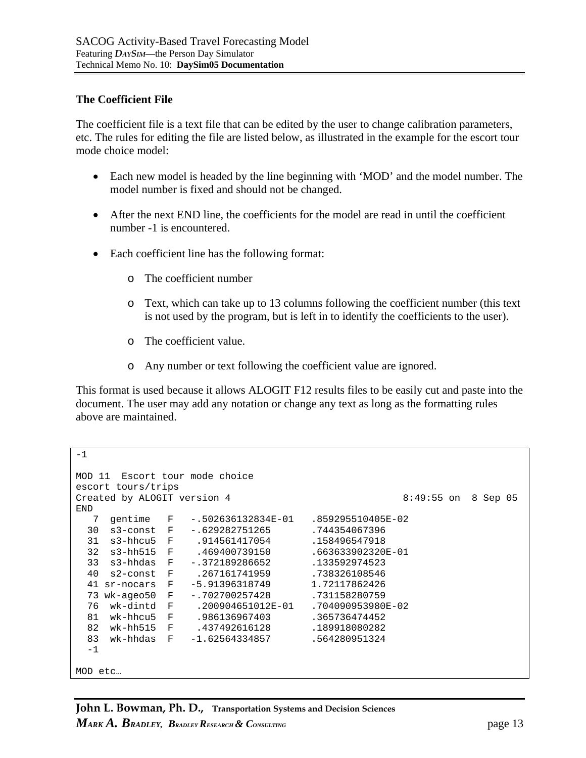**The Coefficient File**

The coefficient file is a text file that can be edited by the user to change calibration parameters, etc. The rules for editing the file are listed below, as illustrated in the example for the escort tour mode choice model:

- Each new model is headed by the line beginning with ‘MOD’ and the model number. The model number is fixed and should not be changed.
- After the next END line, the coefficients for the model are read in until the coefficient number -1 is encountered.
- Each coefficient line has the following format:
    - The coefficient number
    - Text, which can take up to 13 columns following the coefficient number (this text is not used by the program, but is left in to identify the coefficients to the user).
    - The coefficient value.
    - Any number or text following the coefficient value are ignored.

This format is used because it allows ALOGIT F12 results files to be easily cut and paste into the document. The user may add any notation or change any text as long as the formatting rules above are maintained.

```
-1

MOD 11  Escort tour mode choice
escort tours/trips
Created by ALOGIT version 4                           8:49:55 on  8 Sep 05
END
   7  gentime   F   -.502636132834E-01   .859295510405E-02
  30  s3-const  F   -.629282751265       .744354067396
  31  s3-hhcu5  F    .914561417054       .158496547918
  32  s3-hh515  F    .469400739150       .663633902320E-01
  33  s3-hhdas  F   -.372189286652       .133592974523
  40  s2-const  F    .267161741959       .738326108546
  41 sr-nocars  F   -5.91396318749      1.72117862426
  73 wk-ageo50  F   -.702700257428       .731158280759
  76  wk-dintd  F    .200904651012E-01   .704090953980E-02
  81  wk-hhcu5  F    .986136967403       .365736474452
  82  wk-hh515  F    .437492616128       .189918080282
  83  wk-hhdas  F   -1.62564334857       .564280951324
  -1

MOD etc…
```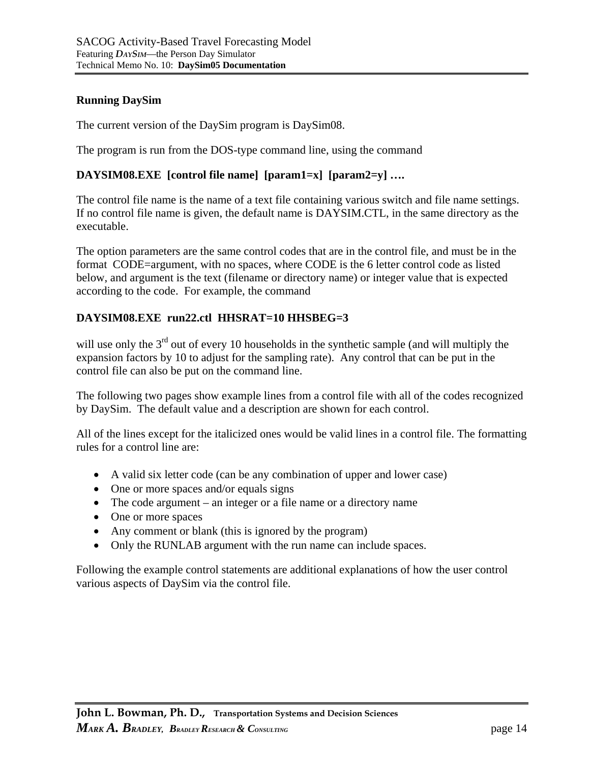**Running DaySim**

The current version of the DaySim program is DaySim08.

The program is run from the DOS-type command line, using the command

**DAYSIM08.EXE [control file name] [param1=x] [param2=y] ….**

The control file name is the name of a text file containing various switch and file name settings. If no control file name is given, the default name is DAYSIM.CTL, in the same directory as the executable.

The option parameters are the same control codes that are in the control file, and must be in the format CODE=argument, with no spaces, where CODE is the 6 letter control code as listed below, and argument is the text (filename or directory name) or integer value that is expected according to the code. For example, the command

**DAYSIM08.EXE run22.ctl HHSRAT=10 HHSBEG=3**

will use only the 3rd out of every 10 households in the synthetic sample (and will multiply the expansion factors by 10 to adjust for the sampling rate). Any control that can be put in the control file can also be put on the command line.

The following two pages show example lines from a control file with all of the codes recognized by DaySim. The default value and a description are shown for each control.

All of the lines except for the italicized ones would be valid lines in a control file. The formatting rules for a control line are:

- A valid six letter code (can be any combination of upper and lower case)
- One or more spaces and/or equals signs
- The code argument – an integer or a file name or a directory name
- One or more spaces
- Any comment or blank (this is ignored by the program)
- Only the RUNLAB argument with the run name can include spaces.

Following the example control statements are additional explanations of how the user control various aspects of DaySim via the control file.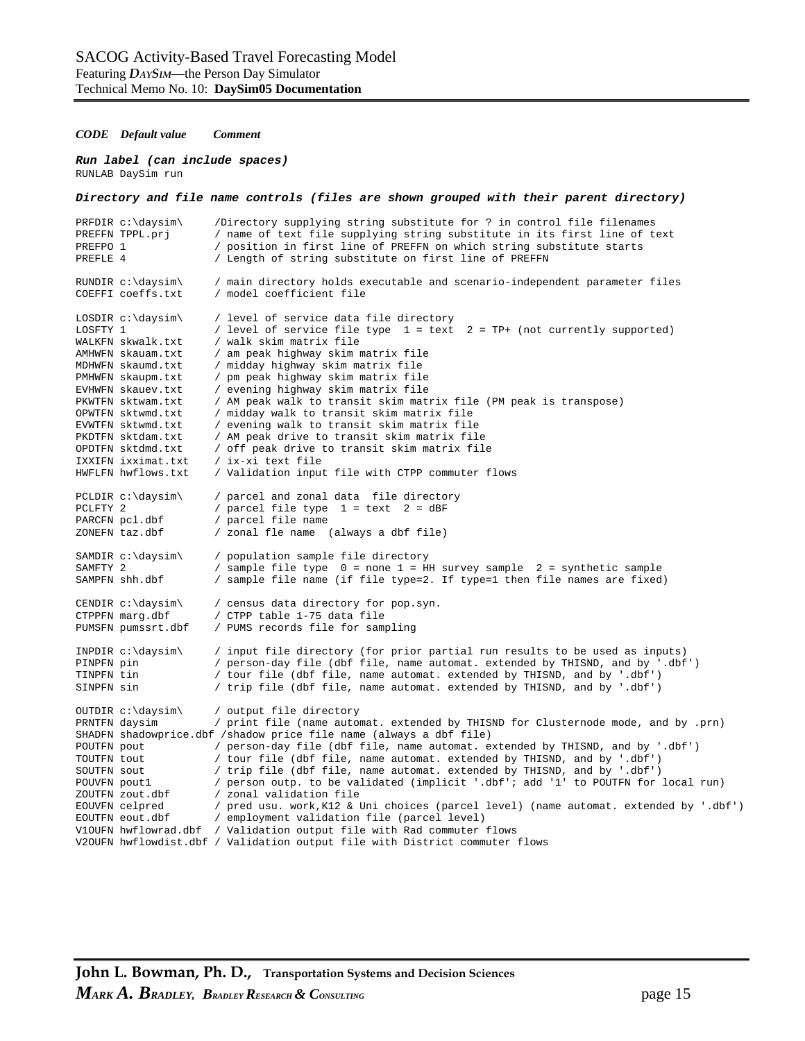***CODE   Default value   Comment***

***Run label (can include spaces)***

```
RUNLAB DaySim run
```

***Directory and file name controls (files are shown grouped with their parent directory)***

```
PRFDIR c:\daysim\      /Directory supplying string substitute for ? in control file filenames
PREFFN TPPL.prj        / name of text file supplying string substitute in its first line of text
PREFPO 1               / position in first line of PREFFN on which string substitute starts
PREFLE 4               / Length of string substitute on first line of PREFFN

RUNDIR c:\daysim\      / main directory holds executable and scenario-independent parameter files
COEFFI coeffs.txt      / model coefficient file

LOSDIR c:\daysim\      / level of service data file directory
LOSFTY 1               / level of service file type  1 = text  2 = TP+ (not currently supported)
WALKFN skwalk.txt      / walk skim matrix file
AMHWFN skauam.txt      / am peak highway skim matrix file
MDHWFN skaumd.txt      / midday highway skim matrix file
PMHWFN skaupm.txt      / pm peak highway skim matrix file
EVHWFN skauev.txt      / evening highway skim matrix file
PKWTFN sktwam.txt      / AM peak walk to transit skim matrix file (PM peak is transpose)
OPWTFN sktwmd.txt      / midday walk to transit skim matrix file
EVWTFN sktwmd.txt      / evening walk to transit skim matrix file
PKDTFN sktdam.txt      / AM peak drive to transit skim matrix file
OPDTFN sktdmd.txt      / off peak drive to transit skim matrix file
IXXIFN ixximat.txt     / ix-xi text file
HWFLFN hwflows.txt     / Validation input file with CTPP commuter flows

PCLDIR c:\daysim\      / parcel and zonal data  file directory
PCLFTY 2               / parcel file type  1 = text  2 = dBF
PARCFN pcl.dbf         / parcel file name
ZONEFN taz.dbf         / zonal fle name  (always a dbf file)

SAMDIR c:\daysim\      / population sample file directory
SAMFTY 2               / sample file type  0 = none 1 = HH survey sample  2 = synthetic sample
SAMPFN shh.dbf         / sample file name (if file type=2. If type=1 then file names are fixed)

CENDIR c:\daysim\      / census data directory for pop.syn.
CTPPFN marg.dbf        / CTPP table 1-75 data file
PUMSFN pumssrt.dbf     / PUMS records file for sampling

INPDIR c:\daysim\      / input file directory (for prior partial run results to be used as inputs)
PINPFN pin             / person-day file (dbf file, name automat. extended by THISND, and by '.dbf')
TINPFN tin             / tour file (dbf file, name automat. extended by THISND, and by '.dbf')
SINPFN sin             / trip file (dbf file, name automat. extended by THISND, and by '.dbf')

OUTDIR c:\daysim\      / output file directory
PRNTFN daysim          / print file (name automat. extended by THISND for Clusternode mode, and by .prn)
SHADFN shadowprice.dbf /shadow price file name (always a dbf file)
POUTFN pout            / person-day file (dbf file, name automat. extended by THISND, and by '.dbf')
TOUTFN tout            / tour file (dbf file, name automat. extended by THISND, and by '.dbf')
SOUTFN sout            / trip file (dbf file, name automat. extended by THISND, and by '.dbf')
POUVFN pout1           / person outp. to be validated (implicit '.dbf'; add '1' to POUTFN for local run)
ZOUTFN zout.dbf        / zonal validation file
EOUVFN celpred         / pred usu. work,K12 & Uni choices (parcel level) (name automat. extended by '.dbf')
EOUTFN eout.dbf        / employment validation file (parcel level)
V1OUFN hwflowrad.dbf   / Validation output file with Rad commuter flows
V2OUFN hwflowdist.dbf  / Validation output file with District commuter flows
```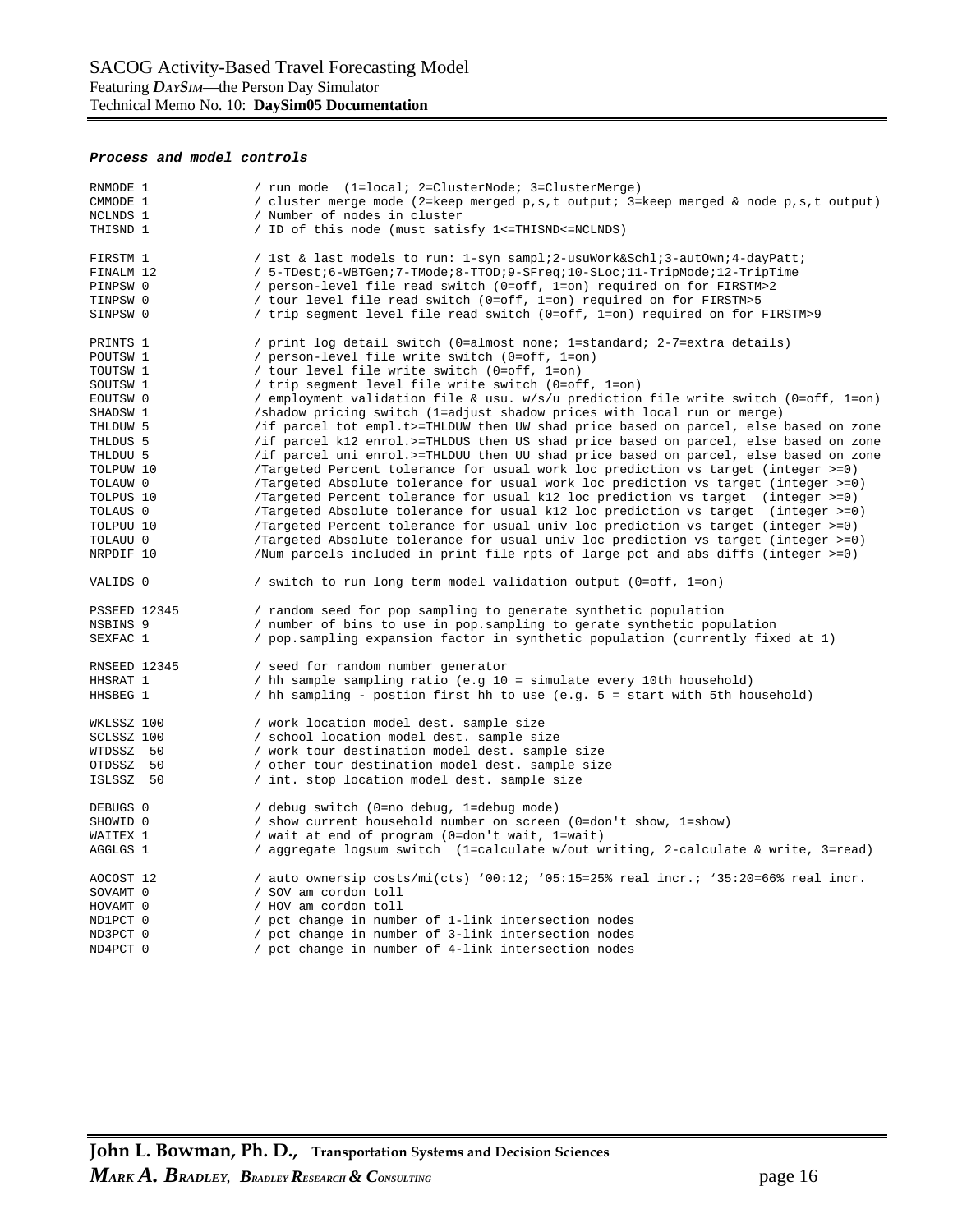***Process and model controls***

```
RNMODE 1            / run mode  (1=local; 2=ClusterNode; 3=ClusterMerge)
CMMODE 1            / cluster merge mode (2=keep merged p,s,t output; 3=keep merged & node p,s,t output)
NCLNDS 1            / Number of nodes in cluster
THISND 1            / ID of this node (must satisfy 1<=THISND<=NCLNDS)

FIRSTM 1            / 1st & last models to run: 1-syn sampl;2-usuWork&Schl;3-autOwn;4-dayPatt;
FINALM 12           / 5-TDest;6-WBTGen;7-TMode;8-TTOD;9-SFreq;10-SLoc;11-TripMode;12-TripTime
PINPSW 0            / person-level file read switch (0=off, 1=on) required on for FIRSTM>2
TINPSW 0            / tour level file read switch (0=off, 1=on) required on for FIRSTM>5
SINPSW 0            / trip segment level file read switch (0=off, 1=on) required on for FIRSTM>9

PRINTS 1            / print log detail switch (0=almost none; 1=standard; 2-7=extra details)
POUTSW 1            / person-level file write switch (0=off, 1=on)
TOUTSW 1            / tour level file write switch (0=off, 1=on)
SOUTSW 1            / trip segment level file write switch (0=off, 1=on)
EOUTSW 0            / employment validation file & usu. w/s/u prediction file write switch (0=off, 1=on)
SHADSW 1            /shadow pricing switch (1=adjust shadow prices with local run or merge)
THLDUW 5            /if parcel tot empl.t>=THLDUW then UW shad price based on parcel, else based on zone
THLDUS 5            /if parcel k12 enrol.>=THLDUS then US shad price based on parcel, else based on zone
THLDUU 5            /if parcel uni enrol.>=THLDUU then UU shad price based on parcel, else based on zone
TOLPUW 10           /Targeted Percent tolerance for usual work loc prediction vs target (integer >=0)
TOLAUW 0            /Targeted Absolute tolerance for usual work loc prediction vs target (integer >=0)
TOLPUS 10           /Targeted Percent tolerance for usual k12 loc prediction vs target  (integer >=0)
TOLAUS 0            /Targeted Absolute tolerance for usual k12 loc prediction vs target  (integer >=0)
TOLPUU 10           /Targeted Percent tolerance for usual univ loc prediction vs target (integer >=0)
TOLAUU 0            /Targeted Absolute tolerance for usual univ loc prediction vs target (integer >=0)
NRPDIF 10           /Num parcels included in print file rpts of large pct and abs diffs (integer >=0)

VALIDS 0            / switch to run long term model validation output (0=off, 1=on)

PSSEED 12345        / random seed for pop sampling to generate synthetic population
NSBINS 9            / number of bins to use in pop.sampling to gerate synthetic population
SEXFAC 1            / pop.sampling expansion factor in synthetic population (currently fixed at 1)

RNSEED 12345        / seed for random number generator
HHSRAT 1            / hh sample sampling ratio (e.g 10 = simulate every 10th household)
HHSBEG 1            / hh sampling - postion first hh to use (e.g. 5 = start with 5th household)

WKLSSZ 100          / work location model dest. sample size
SCLSSZ 100          / school location model dest. sample size
WTDSSZ  50          / work tour destination model dest. sample size
OTDSSZ  50          / other tour destination model dest. sample size
ISLSSZ  50          / int. stop location model dest. sample size

DEBUGS 0            / debug switch (0=no debug, 1=debug mode)
SHOWID 0            / show current household number on screen (0=don't show, 1=show)
WAITEX 1            / wait at end of program (0=don't wait, 1=wait)
AGGLGS 1            / aggregate logsum switch  (1=calculate w/out writing, 2-calculate & write, 3=read)

AOCOST 12           / auto ownersip costs/mi(cts) '00:12; '05:15=25% real incr.; '35:20=66% real incr.
SOVAMT 0            / SOV am cordon toll
HOVAMT 0            / HOV am cordon toll
ND1PCT 0            / pct change in number of 1-link intersection nodes
ND3PCT 0            / pct change in number of 3-link intersection nodes
ND4PCT 0            / pct change in number of 4-link intersection nodes
```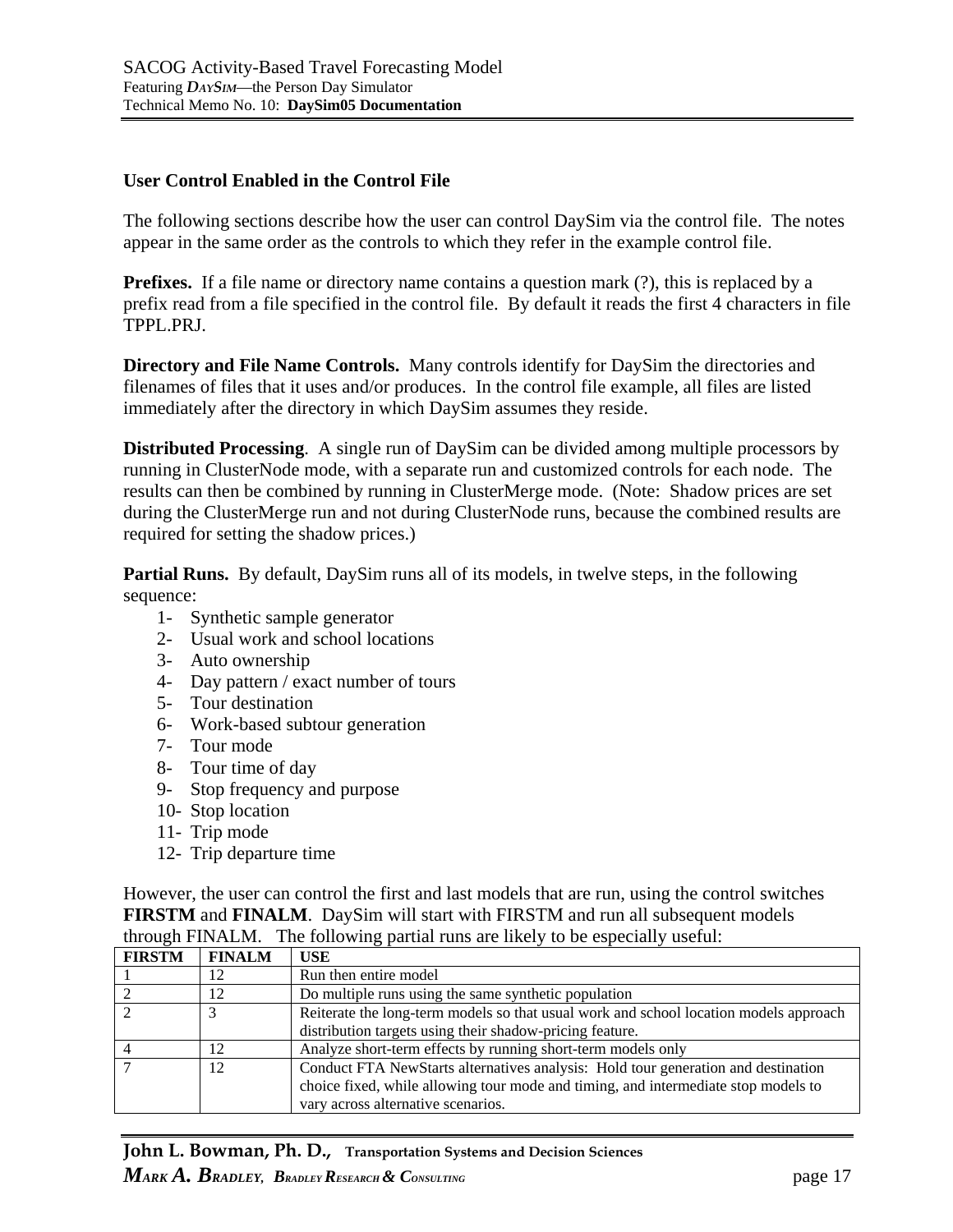### User Control Enabled in the Control File

The following sections describe how the user can control DaySim via the control file. The notes appear in the same order as the controls to which they refer in the example control file.

**Prefixes.** If a file name or directory name contains a question mark (?), this is replaced by a prefix read from a file specified in the control file. By default it reads the first 4 characters in file TPPL.PRJ.

**Directory and File Name Controls.** Many controls identify for DaySim the directories and filenames of files that it uses and/or produces. In the control file example, all files are listed immediately after the directory in which DaySim assumes they reside.

**Distributed Processing**. A single run of DaySim can be divided among multiple processors by running in ClusterNode mode, with a separate run and customized controls for each node. The results can then be combined by running in ClusterMerge mode. (Note: Shadow prices are set during the ClusterMerge run and not during ClusterNode runs, because the combined results are required for setting the shadow prices.)

**Partial Runs.** By default, DaySim runs all of its models, in twelve steps, in the following sequence:

1- Synthetic sample generator
2- Usual work and school locations
3- Auto ownership
4- Day pattern / exact number of tours
5- Tour destination
6- Work-based subtour generation
7- Tour mode
8- Tour time of day
9- Stop frequency and purpose
10- Stop location
11- Trip mode
12- Trip departure time

However, the user can control the first and last models that are run, using the control switches **FIRSTM** and **FINALM**. DaySim will start with FIRSTM and run all subsequent models through FINALM. The following partial runs are likely to be especially useful:

| FIRSTM | FINALM | USE |
|---|---|---|
| 1 | 12 | Run then entire model |
| 2 | 12 | Do multiple runs using the same synthetic population |
| 2 | 3 | Reiterate the long-term models so that usual work and school location models approach distribution targets using their shadow-pricing feature. |
| 4 | 12 | Analyze short-term effects by running short-term models only |
| 7 | 12 | Conduct FTA NewStarts alternatives analysis: Hold tour generation and destination choice fixed, while allowing tour mode and timing, and intermediate stop models to vary across alternative scenarios. |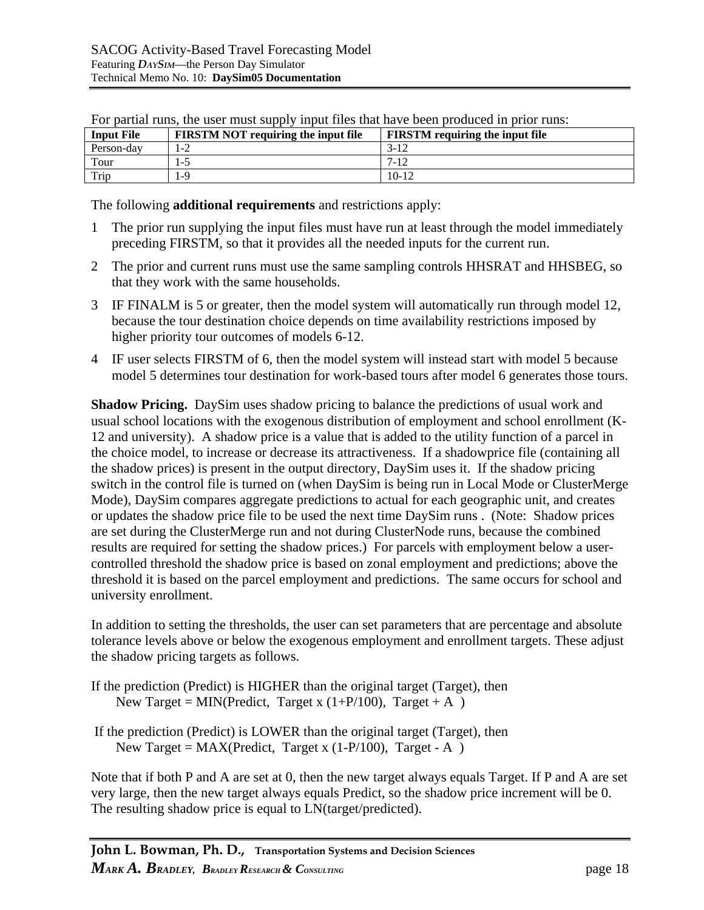For partial runs, the user must supply input files that have been produced in prior runs:

| Input File | FIRSTM NOT requiring the input file | FIRSTM requiring the input file |
|---|---|---|
| Person-day | 1-2 | 3-12 |
| Tour | 1-5 | 7-12 |
| Trip | 1-9 | 10-12 |

The following **additional requirements** and restrictions apply:

1. The prior run supplying the input files must have run at least through the model immediately preceding FIRSTM, so that it provides all the needed inputs for the current run.
2. The prior and current runs must use the same sampling controls HHSRAT and HHSBEG, so that they work with the same households.
3. IF FINALM is 5 or greater, then the model system will automatically run through model 12, because the tour destination choice depends on time availability restrictions imposed by higher priority tour outcomes of models 6-12.
4. IF user selects FIRSTM of 6, then the model system will instead start with model 5 because model 5 determines tour destination for work-based tours after model 6 generates those tours.

**Shadow Pricing.** DaySim uses shadow pricing to balance the predictions of usual work and usual school locations with the exogenous distribution of employment and school enrollment (K-12 and university). A shadow price is a value that is added to the utility function of a parcel in the choice model, to increase or decrease its attractiveness. If a shadowprice file (containing all the shadow prices) is present in the output directory, DaySim uses it. If the shadow pricing switch in the control file is turned on (when DaySim is being run in Local Mode or ClusterMerge Mode), DaySim compares aggregate predictions to actual for each geographic unit, and creates or updates the shadow price file to be used the next time DaySim runs . (Note: Shadow prices are set during the ClusterMerge run and not during ClusterNode runs, because the combined results are required for setting the shadow prices.) For parcels with employment below a user-controlled threshold the shadow price is based on zonal employment and predictions; above the threshold it is based on the parcel employment and predictions. The same occurs for school and university enrollment.

In addition to setting the thresholds, the user can set parameters that are percentage and absolute tolerance levels above or below the exogenous employment and enrollment targets. These adjust the shadow pricing targets as follows.

If the prediction (Predict) is HIGHER than the original target (Target), then
New Target = MIN(Predict, Target x (1+P/100), Target + A )

If the prediction (Predict) is LOWER than the original target (Target), then
New Target = MAX(Predict, Target x (1-P/100), Target - A )

Note that if both P and A are set at 0, then the new target always equals Target. If P and A are set very large, then the new target always equals Predict, so the shadow price increment will be 0. The resulting shadow price is equal to LN(target/predicted).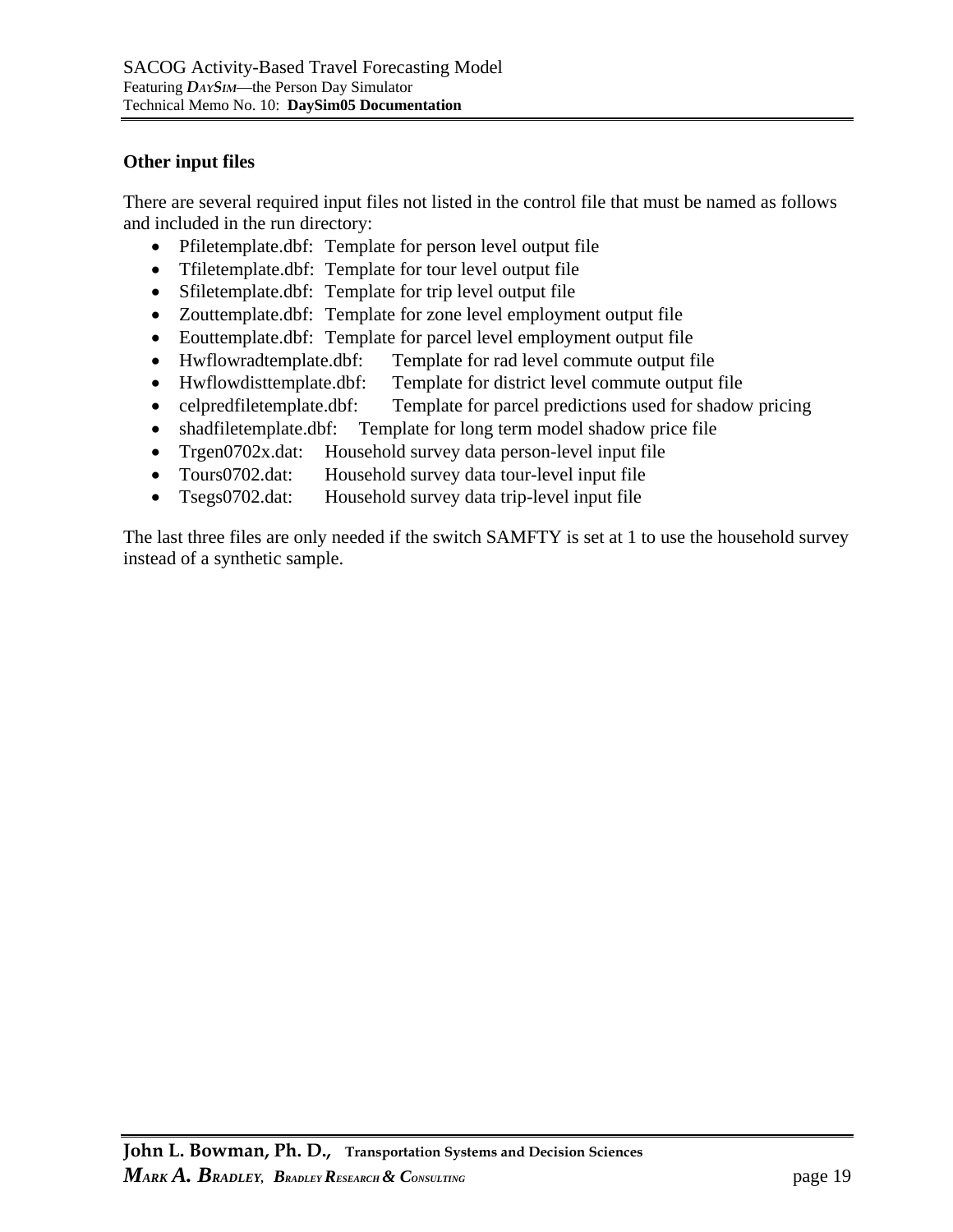**Other input files**

There are several required input files not listed in the control file that must be named as follows and included in the run directory:

- Pfiletemplate.dbf: Template for person level output file
- Tfiletemplate.dbf: Template for tour level output file
- Sfiletemplate.dbf: Template for trip level output file
- Zouttemplate.dbf: Template for zone level employment output file
- Eouttemplate.dbf: Template for parcel level employment output file
- Hwflowradtemplate.dbf: Template for rad level commute output file
- Hwflowdisttemplate.dbf: Template for district level commute output file
- celpredfiletemplate.dbf: Template for parcel predictions used for shadow pricing
- shadfiletemplate.dbf: Template for long term model shadow price file
- Trgen0702x.dat: Household survey data person-level input file
- Tours0702.dat: Household survey data tour-level input file
- Tsegs0702.dat: Household survey data trip-level input file

The last three files are only needed if the switch SAMFTY is set at 1 to use the household survey instead of a synthetic sample.